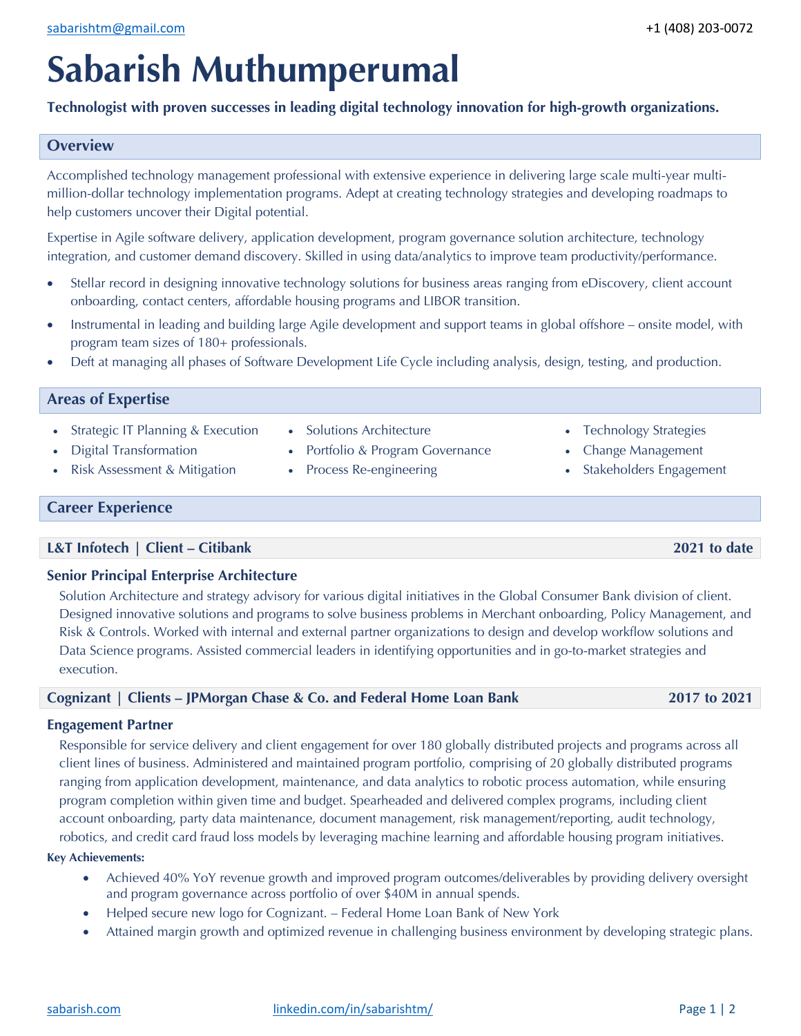sabarishtm@gmail.com | +1 (408) 203-0072

# Sabarish Muthumperumal

**Technologist with proven successes in leading digital technology innovation for high-growth organizations.**

## Overview

Accomplished technology management professional with extensive experience in delivering large scale multi-year multi-million-dollar technology implementation programs. Adept at creating technology strategies and developing roadmaps to help customers uncover their Digital potential.

Expertise in Agile software delivery, application development, program governance solution architecture, technology integration, and customer demand discovery. Skilled in using data/analytics to improve team productivity/performance.

- Stellar record in designing innovative technology solutions for business areas ranging from eDiscovery, client account onboarding, contact centers, affordable housing programs and LIBOR transition.
- Instrumental in leading and building large Agile development and support teams in global offshore – onsite model, with program team sizes of 180+ professionals.
- Deft at managing all phases of Software Development Life Cycle including analysis, design, testing, and production.

## Areas of Expertise

- Strategic IT Planning & Execution
- Digital Transformation
- Risk Assessment & Mitigation
- Solutions Architecture
- Portfolio & Program Governance
- Process Re-engineering
- Technology Strategies
- Change Management
- Stakeholders Engagement

## Career Experience

### L&T Infotech | Client – Citibank — 2021 to date

**Senior Principal Enterprise Architecture**

Solution Architecture and strategy advisory for various digital initiatives in the Global Consumer Bank division of client. Designed innovative solutions and programs to solve business problems in Merchant onboarding, Policy Management, and Risk & Controls. Worked with internal and external partner organizations to design and develop workflow solutions and Data Science programs. Assisted commercial leaders in identifying opportunities and in go-to-market strategies and execution.

### Cognizant | Clients – JPMorgan Chase & Co. and Federal Home Loan Bank — 2017 to 2021

**Engagement Partner**

Responsible for service delivery and client engagement for over 180 globally distributed projects and programs across all client lines of business. Administered and maintained program portfolio, comprising of 20 globally distributed programs ranging from application development, maintenance, and data analytics to robotic process automation, while ensuring program completion within given time and budget. Spearheaded and delivered complex programs, including client account onboarding, party data maintenance, document management, risk management/reporting, audit technology, robotics, and credit card fraud loss models by leveraging machine learning and affordable housing program initiatives.

**Key Achievements:**

- Achieved 40% YoY revenue growth and improved program outcomes/deliverables by providing delivery oversight and program governance across portfolio of over $40M in annual spends.
- Helped secure new logo for Cognizant. – Federal Home Loan Bank of New York
- Attained margin growth and optimized revenue in challenging business environment by developing strategic plans.

sabarish.com | linkedin.com/in/sabarishtm/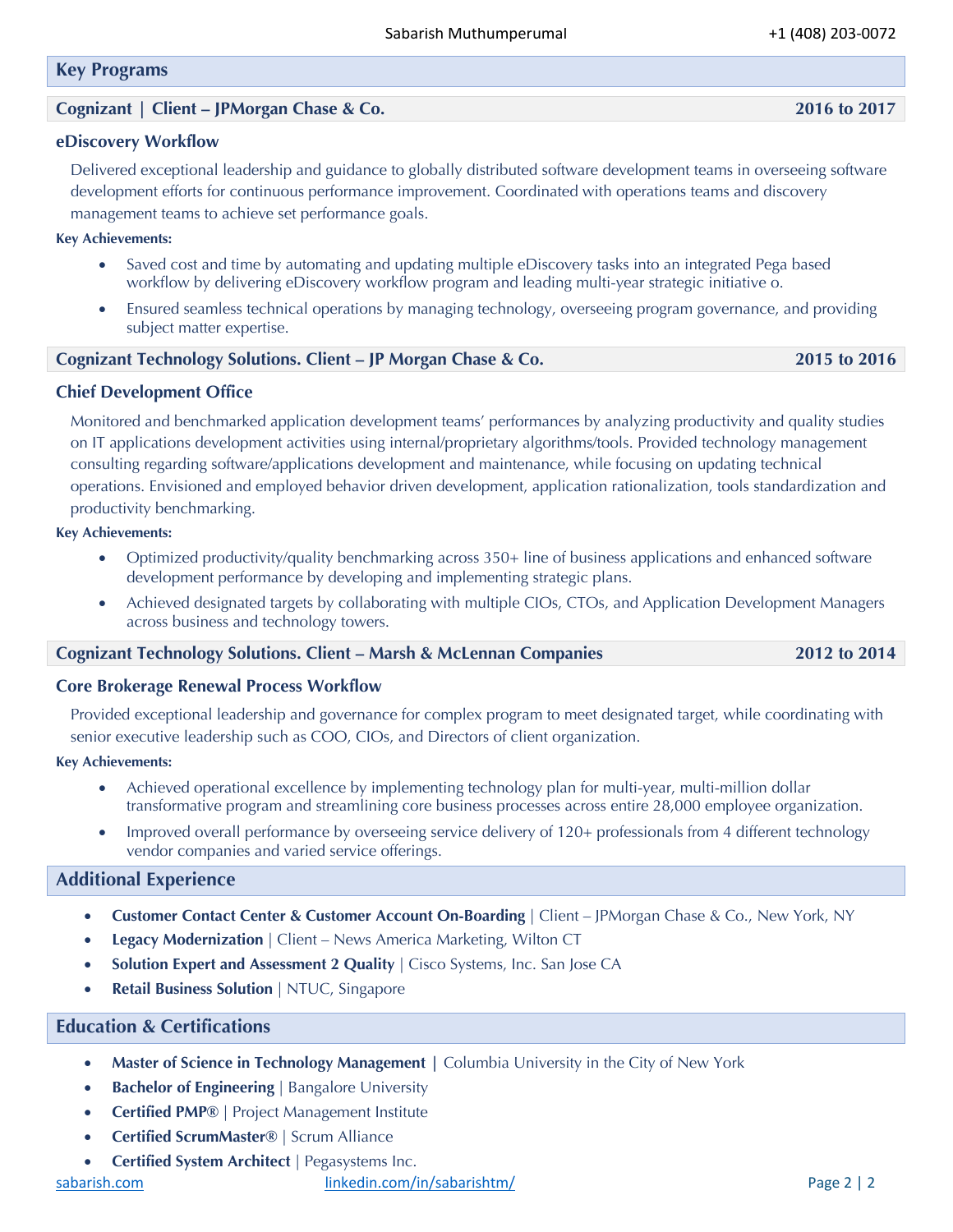## Key Programs

### Cognizant | Client – JPMorgan Chase & Co. — 2016 to 2017

**eDiscovery Workflow**

Delivered exceptional leadership and guidance to globally distributed software development teams in overseeing software development efforts for continuous performance improvement. Coordinated with operations teams and discovery management teams to achieve set performance goals.

**Key Achievements:**

- Saved cost and time by automating and updating multiple eDiscovery tasks into an integrated Pega based workflow by delivering eDiscovery workflow program and leading multi-year strategic initiative o.
- Ensured seamless technical operations by managing technology, overseeing program governance, and providing subject matter expertise.

### Cognizant Technology Solutions. Client – JP Morgan Chase & Co. — 2015 to 2016

**Chief Development Office**

Monitored and benchmarked application development teams' performances by analyzing productivity and quality studies on IT applications development activities using internal/proprietary algorithms/tools. Provided technology management consulting regarding software/applications development and maintenance, while focusing on updating technical operations. Envisioned and employed behavior driven development, application rationalization, tools standardization and productivity benchmarking.

**Key Achievements:**

- Optimized productivity/quality benchmarking across 350+ line of business applications and enhanced software development performance by developing and implementing strategic plans.
- Achieved designated targets by collaborating with multiple CIOs, CTOs, and Application Development Managers across business and technology towers.

### Cognizant Technology Solutions. Client – Marsh & McLennan Companies — 2012 to 2014

**Core Brokerage Renewal Process Workflow**

Provided exceptional leadership and governance for complex program to meet designated target, while coordinating with senior executive leadership such as COO, CIOs, and Directors of client organization.

**Key Achievements:**

- Achieved operational excellence by implementing technology plan for multi-year, multi-million dollar transformative program and streamlining core business processes across entire 28,000 employee organization.
- Improved overall performance by overseeing service delivery of 120+ professionals from 4 different technology vendor companies and varied service offerings.

## Additional Experience

- **Customer Contact Center & Customer Account On-Boarding** | Client – JPMorgan Chase & Co., New York, NY
- **Legacy Modernization** | Client – News America Marketing, Wilton CT
- **Solution Expert and Assessment 2 Quality** | Cisco Systems, Inc. San Jose CA
- **Retail Business Solution** | NTUC, Singapore

## Education & Certifications

- **Master of Science in Technology Management |** Columbia University in the City of New York
- **Bachelor of Engineering** | Bangalore University
- **Certified PMP®** | Project Management Institute
- **Certified ScrumMaster®** | Scrum Alliance
- **Certified System Architect** | Pegasystems Inc.

sabarish.com linkedin.com/in/sabarishtm/